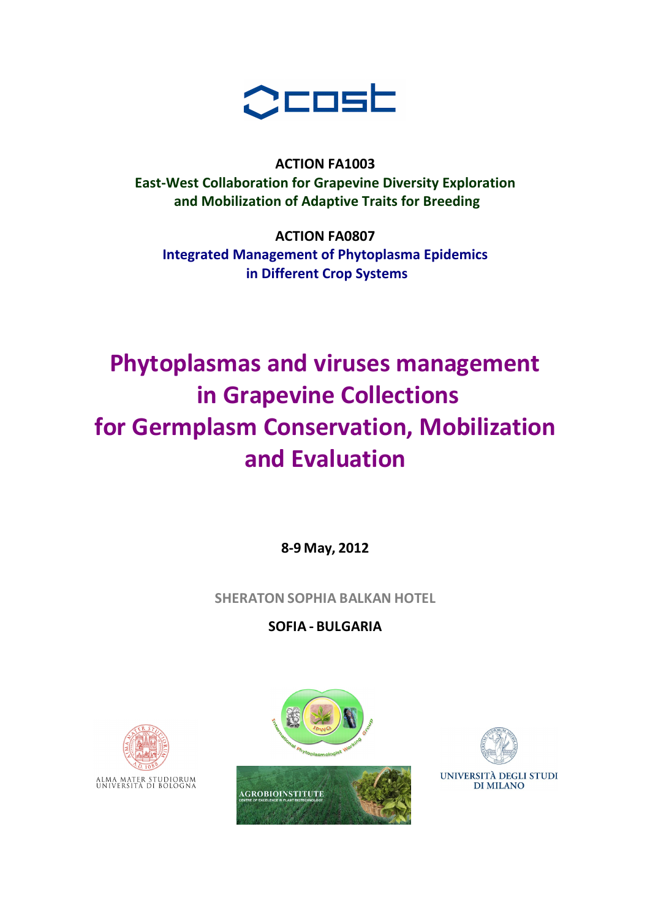**ACTION FA1003**

**East-West Collaboration for Grapevine Diversity Exploration and Mobilization of Adaptive Traits for Breeding**

**ACTION FA0807**

**Integrated Management of Phytoplasma Epidemics in Different Crop Systems**

# Phytoplasmas and viruses management in Grapevine Collections for Germplasm Conservation, Mobilization and Evaluation

**8-9 May, 2012**

**SHERATON SOPHIA BALKAN HOTEL**

**SOFIA - BULGARIA**

ALMA MATER STUDIORUM UNIVERSITÀ DI BOLOGNA

AGROBIOINSTITUTE

UNIVERSITÀ DEGLI STUDI DI MILANO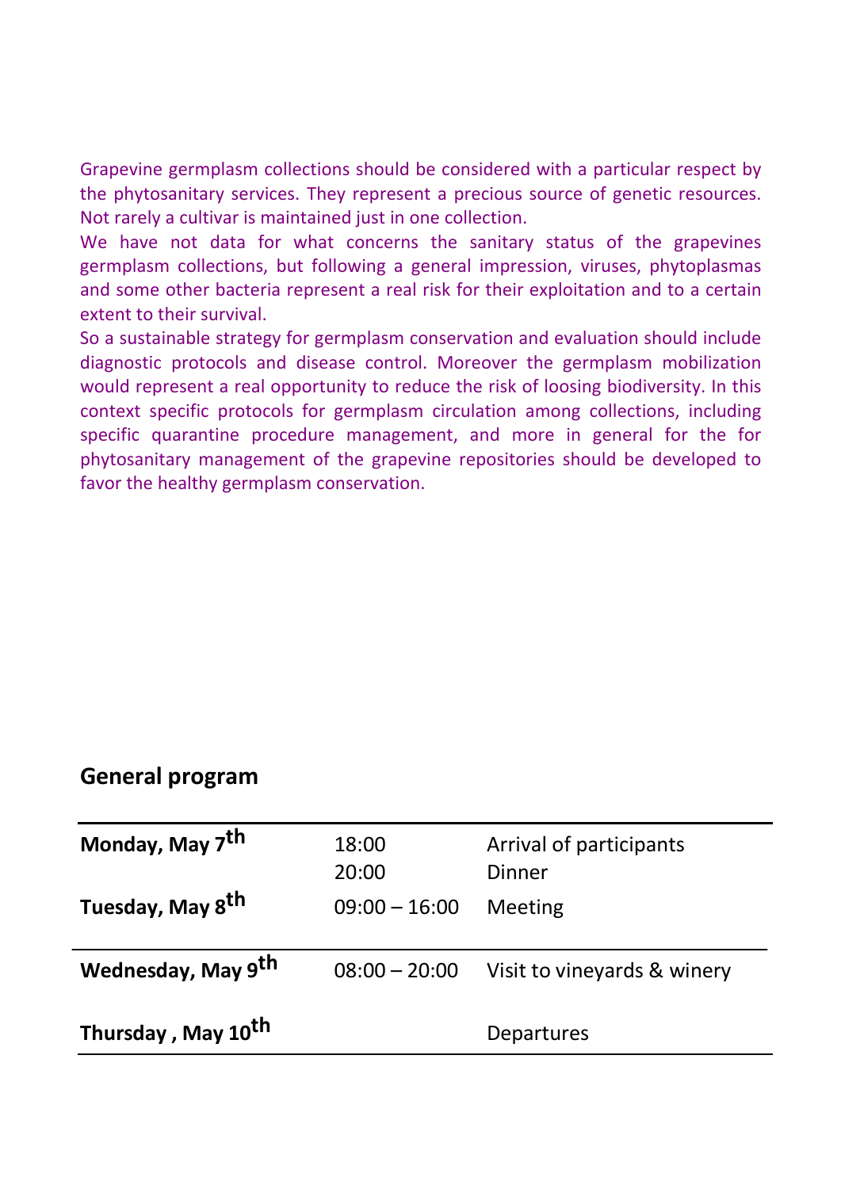Grapevine germplasm collections should be considered with a particular respect by the phytosanitary services. They represent a precious source of genetic resources. Not rarely a cultivar is maintained just in one collection.

We have not data for what concerns the sanitary status of the grapevines germplasm collections, but following a general impression, viruses, phytoplasmas and some other bacteria represent a real risk for their exploitation and to a certain extent to their survival.

So a sustainable strategy for germplasm conservation and evaluation should include diagnostic protocols and disease control. Moreover the germplasm mobilization would represent a real opportunity to reduce the risk of loosing biodiversity. In this context specific protocols for germplasm circulation among collections, including specific quarantine procedure management, and more in general for the for phytosanitary management of the grapevine repositories should be developed to favor the healthy germplasm conservation.

## General program

| | | |
|---|---|---|
| **Monday, May 7th** | 18:00<br>20:00 | Arrival of participants<br>Dinner |
| **Tuesday, May 8th** | 09:00 – 16:00 | Meeting |
| **Wednesday, May 9th** | 08:00 – 20:00 | Visit to vineyards & winery |
| **Thursday , May 10th** | | Departures |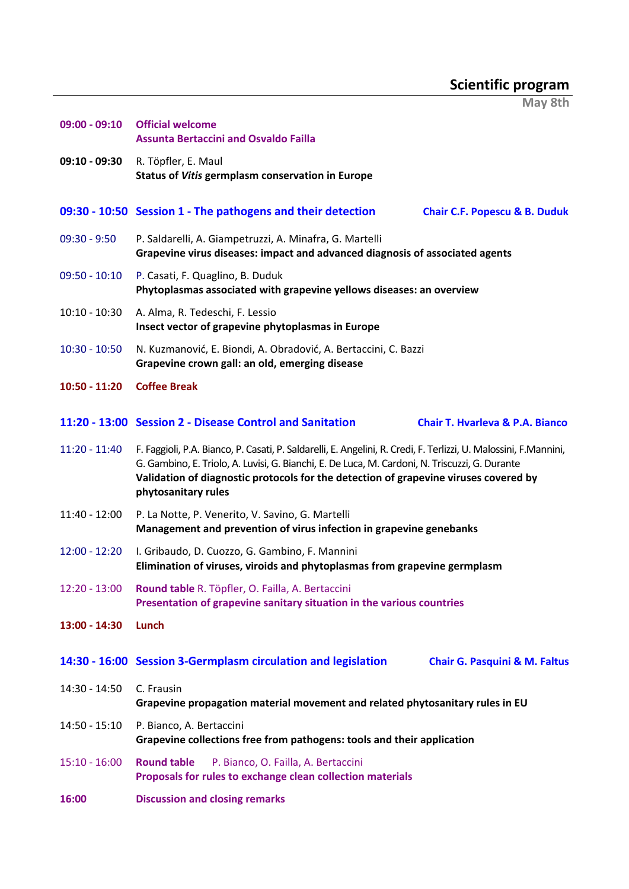# Scientific program

**May 8th**

**09:00 - 09:10** **Official welcome**
**Assunta Bertaccini and Osvaldo Failla**

**09:10 - 09:30** R. Töpfler, E. Maul
**Status of *Vitis* germplasm conservation in Europe**

## 09:30 - 10:50 Session 1 - The pathogens and their detection

**Chair C.F. Popescu & B. Duduk**

09:30 - 9:50 P. Saldarelli, A. Giampetruzzi, A. Minafra, G. Martelli
**Grapevine virus diseases: impact and advanced diagnosis of associated agents**

09:50 - 10:10 P. Casati, F. Quaglino, B. Duduk
**Phytoplasmas associated with grapevine yellows diseases: an overview**

10:10 - 10:30 A. Alma, R. Tedeschi, F. Lessio
**Insect vector of grapevine phytoplasmas in Europe**

10:30 - 10:50 N. Kuzmanović, E. Biondi, A. Obradović, A. Bertaccini, C. Bazzi
**Grapevine crown gall: an old, emerging disease**

**10:50 - 11:20** **Coffee Break**

## 11:20 - 13:00 Session 2 - Disease Control and Sanitation

**Chair T. Hvarleva & P.A. Bianco**

11:20 - 11:40 F. Faggioli, P.A. Bianco, P. Casati, P. Saldarelli, E. Angelini, R. Credi, F. Terlizzi, U. Malossini, F.Mannini, G. Gambino, E. Triolo, A. Luvisi, G. Bianchi, E. De Luca, M. Cardoni, N. Triscuzzi, G. Durante
**Validation of diagnostic protocols for the detection of grapevine viruses covered by phytosanitary rules**

11:40 - 12:00 P. La Notte, P. Venerito, V. Savino, G. Martelli
**Management and prevention of virus infection in grapevine genebanks**

12:00 - 12:20 I. Gribaudo, D. Cuozzo, G. Gambino, F. Mannini
**Elimination of viruses, viroids and phytoplasmas from grapevine germplasm**

12:20 - 13:00 **Round table** R. Töpfler, O. Failla, A. Bertaccini
**Presentation of grapevine sanitary situation in the various countries**

**13:00 - 14:30** **Lunch**

## 14:30 - 16:00 Session 3-Germplasm circulation and legislation

**Chair G. Pasquini & M. Faltus**

14:30 - 14:50 C. Frausin
**Grapevine propagation material movement and related phytosanitary rules in EU**

14:50 - 15:10 P. Bianco, A. Bertaccini
**Grapevine collections free from pathogens: tools and their application**

15:10 - 16:00 **Round table** P. Bianco, O. Failla, A. Bertaccini
**Proposals for rules to exchange clean collection materials**

**16:00** **Discussion and closing remarks**